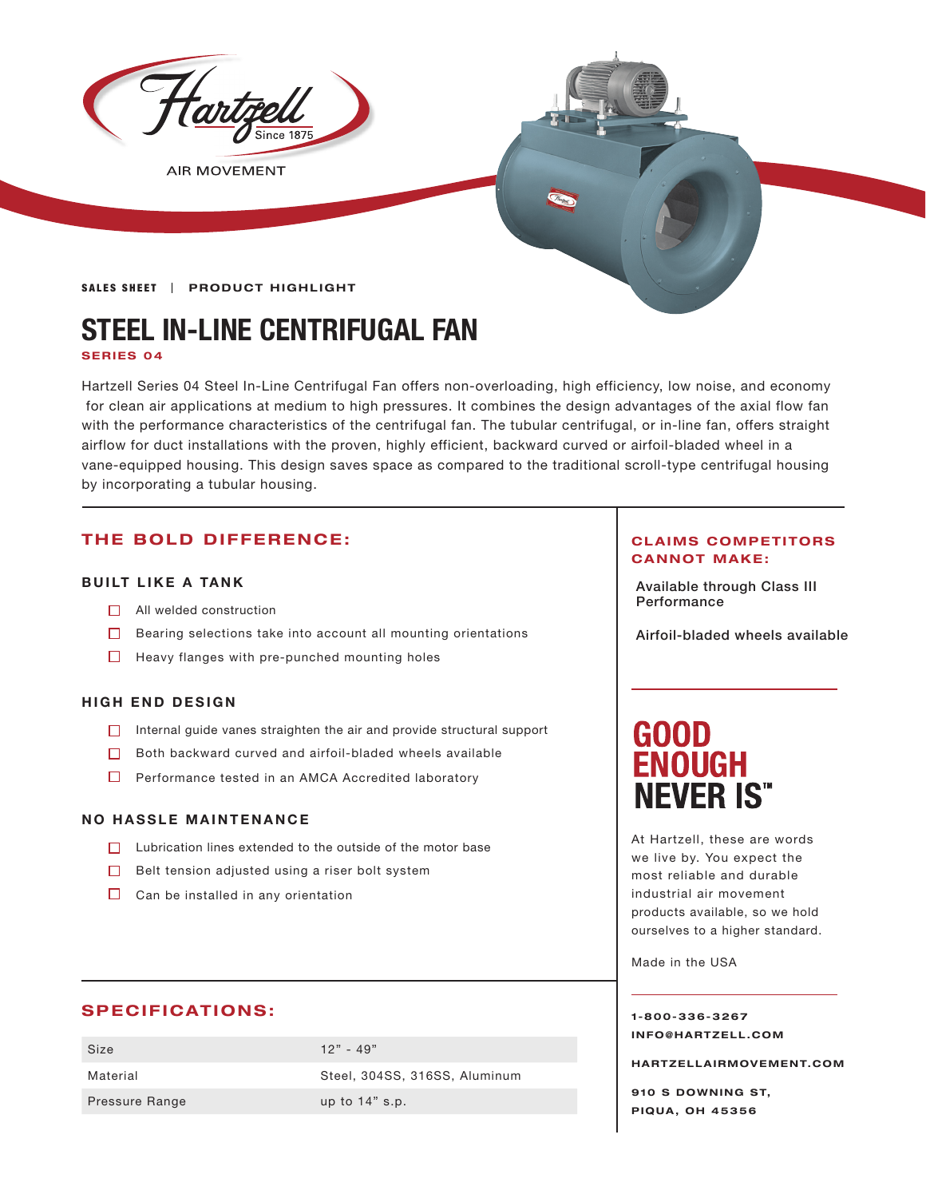Hartzell Since 1875

AIR MOVEMENT

SALES SHEET | PRODUCT HIGHLIGHT

# STEEL IN-LINE CENTRIFUGAL FAN

**SERIES 04**

Hartzell Series 04 Steel In-Line Centrifugal Fan offers non-overloading, high efficiency, low noise, and economy for clean air applications at medium to high pressures. It combines the design advantages of the axial flow fan with the performance characteristics of the centrifugal fan. The tubular centrifugal, or in-line fan, offers straight airflow for duct installations with the proven, highly efficient, backward curved or airfoil-bladed wheel in a vane-equipped housing. This design saves space as compared to the traditional scroll-type centrifugal housing by incorporating a tubular housing.

## THE BOLD DIFFERENCE:

### BUILT LIKE A TANK

- All welded construction
- Bearing selections take into account all mounting orientations
- Heavy flanges with pre-punched mounting holes

### HIGH END DESIGN

- Internal guide vanes straighten the air and provide structural support
- Both backward curved and airfoil-bladed wheels available
- Performance tested in an AMCA Accredited laboratory

### NO HASSLE MAINTENANCE

- Lubrication lines extended to the outside of the motor base
- Belt tension adjusted using a riser bolt system
- Can be installed in any orientation

## SPECIFICATIONS:

| | |
|---|---|
| Size | 12" - 49" |
| Material | Steel, 304SS, 316SS, Aluminum |
| Pressure Range | up to 14" s.p. |

## CLAIMS COMPETITORS CANNOT MAKE:

Available through Class III Performance

Airfoil-bladed wheels available

## GOOD ENOUGH NEVER IS™

At Hartzell, these are words we live by. You expect the most reliable and durable industrial air movement products available, so we hold ourselves to a higher standard.

Made in the USA

1-800-336-3267
INFO@HARTZELL.COM

HARTZELLAIRMOVEMENT.COM

910 S DOWNING ST,
PIQUA, OH 45356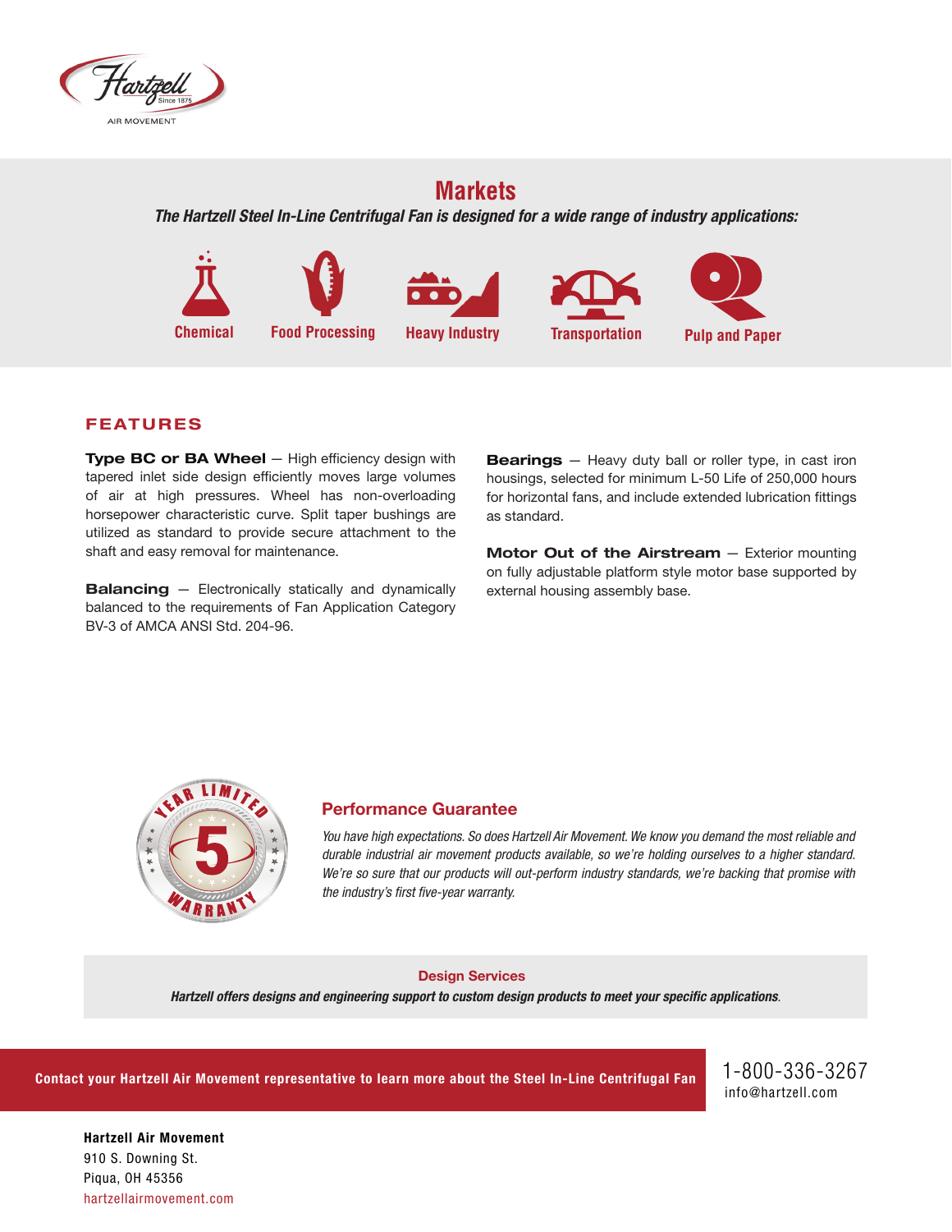## Markets

***The Hartzell Steel In-Line Centrifugal Fan is designed for a wide range of industry applications:***

Chemical

Food Processing

Heavy Industry

Transportation

Pulp and Paper

## FEATURES

**Type BC or BA Wheel** — High efficiency design with tapered inlet side design efficiently moves large volumes of air at high pressures. Wheel has non-overloading horsepower characteristic curve. Split taper bushings are utilized as standard to provide secure attachment to the shaft and easy removal for maintenance.

**Balancing** — Electronically statically and dynamically balanced to the requirements of Fan Application Category BV-3 of AMCA ANSI Std. 204-96.

**Bearings** — Heavy duty ball or roller type, in cast iron housings, selected for minimum L-50 Life of 250,000 hours for horizontal fans, and include extended lubrication fittings as standard.

**Motor Out of the Airstream** — Exterior mounting on fully adjustable platform style motor base supported by external housing assembly base.

YEAR LIMITED 5 WARRANTY

### Performance Guarantee

*You have high expectations. So does Hartzell Air Movement. We know you demand the most reliable and durable industrial air movement products available, so we're holding ourselves to a higher standard. We're so sure that our products will out-perform industry standards, we're backing that promise with the industry's first five-year warranty.*

### Design Services

***Hartzell offers designs and engineering support to custom design products to meet your specific applications.***

**Contact your Hartzell Air Movement representative to learn more about the Steel In-Line Centrifugal Fan**

1-800-336-3267
info@hartzell.com

**Hartzell Air Movement**
910 S. Downing St.
Piqua, OH 45356
hartzellairmovement.com